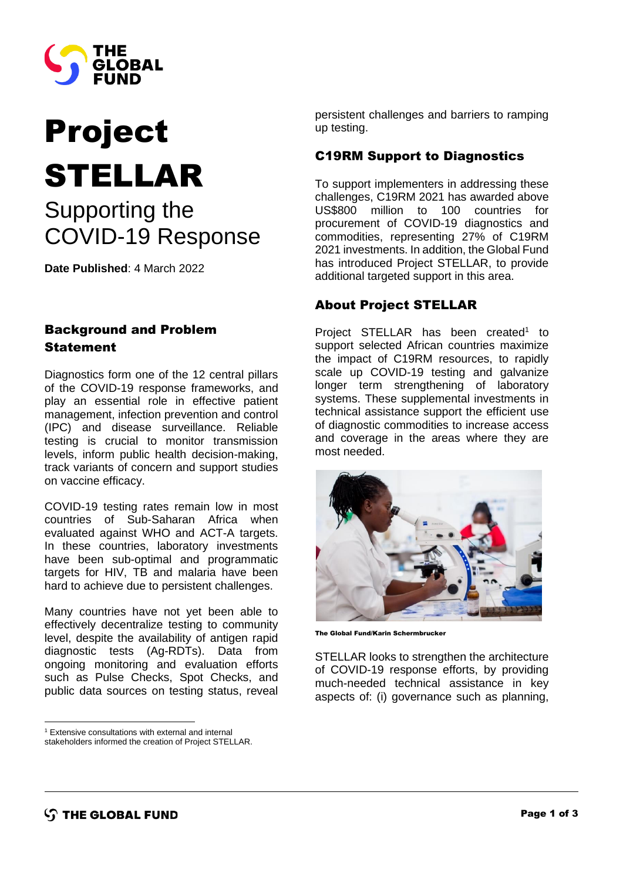# Project STELLAR

## Supporting the COVID-19 Response

**Date Published**: 4 March 2022

### Background and Problem Statement

Diagnostics form one of the 12 central pillars of the COVID-19 response frameworks, and play an essential role in effective patient management, infection prevention and control (IPC) and disease surveillance. Reliable testing is crucial to monitor transmission levels, inform public health decision-making, track variants of concern and support studies on vaccine efficacy.

COVID-19 testing rates remain low in most countries of Sub-Saharan Africa when evaluated against WHO and ACT-A targets. In these countries, laboratory investments have been sub-optimal and programmatic targets for HIV, TB and malaria have been hard to achieve due to persistent challenges.

Many countries have not yet been able to effectively decentralize testing to community level, despite the availability of antigen rapid diagnostic tests (Ag-RDTs). Data from ongoing monitoring and evaluation efforts such as Pulse Checks, Spot Checks, and public data sources on testing status, reveal persistent challenges and barriers to ramping up testing.

### C19RM Support to Diagnostics

To support implementers in addressing these challenges, C19RM 2021 has awarded above US$800 million to 100 countries for procurement of COVID-19 diagnostics and commodities, representing 27% of C19RM 2021 investments. In addition, the Global Fund has introduced Project STELLAR, to provide additional targeted support in this area.

### About Project STELLAR

Project STELLAR has been created[1] to support selected African countries maximize the impact of C19RM resources, to rapidly scale up COVID-19 testing and galvanize longer term strengthening of laboratory systems. These supplemental investments in technical assistance support the efficient use of diagnostic commodities to increase access and coverage in the areas where they are most needed.

The Global Fund/Karin Schermbrucker

STELLAR looks to strengthen the architecture of COVID-19 response efforts, by providing much-needed technical assistance in key aspects of: (i) governance such as planning,

[1] Extensive consultations with external and internal stakeholders informed the creation of Project STELLAR.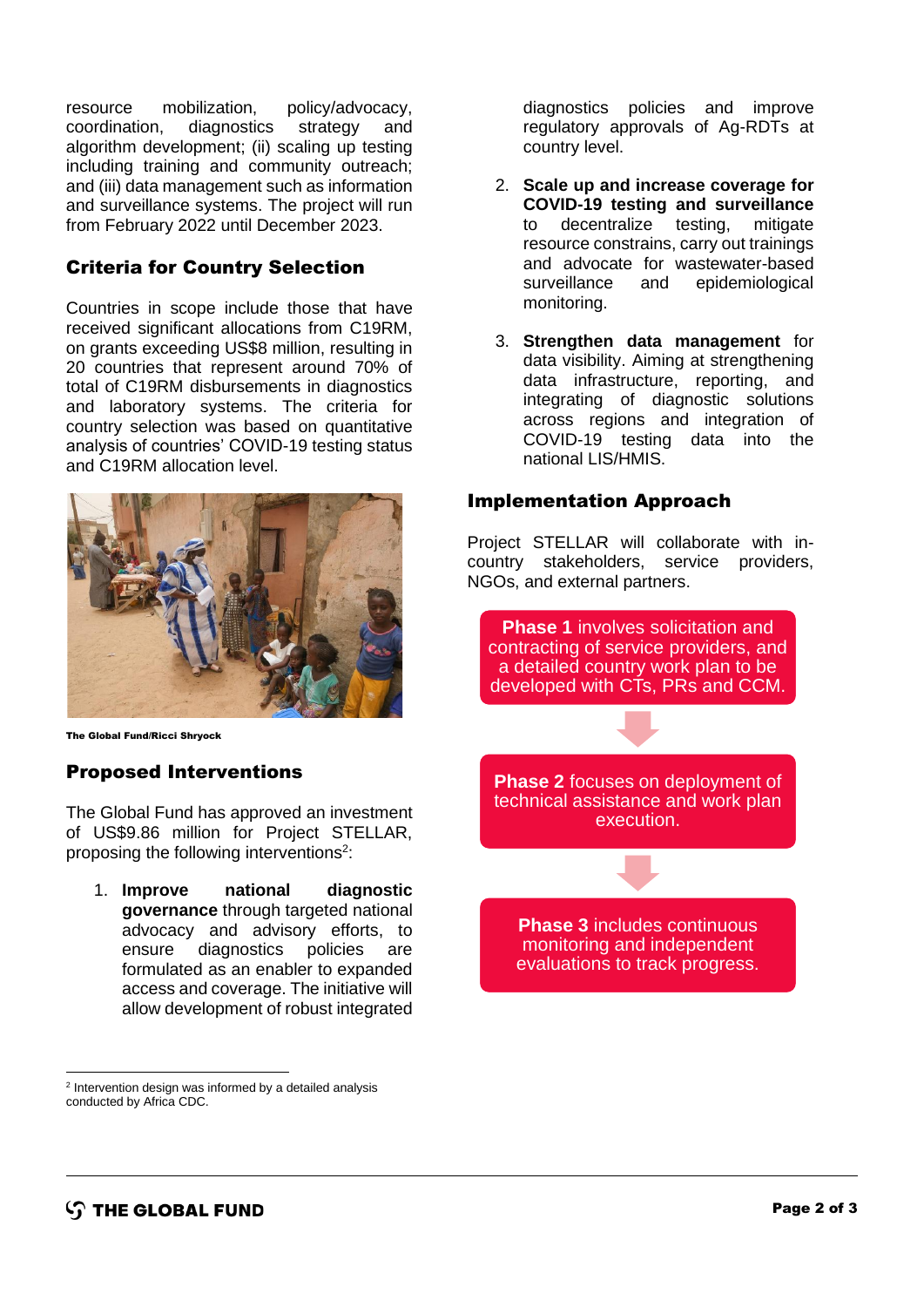resource mobilization, policy/advocacy, coordination, diagnostics strategy and algorithm development; (ii) scaling up testing including training and community outreach; and (iii) data management such as information and surveillance systems. The project will run from February 2022 until December 2023.

## Criteria for Country Selection

Countries in scope include those that have received significant allocations from C19RM, on grants exceeding US$8 million, resulting in 20 countries that represent around 70% of total of C19RM disbursements in diagnostics and laboratory systems. The criteria for country selection was based on quantitative analysis of countries' COVID-19 testing status and C19RM allocation level.

The Global Fund/Ricci Shryock

## Proposed Interventions

The Global Fund has approved an investment of US$9.86 million for Project STELLAR, proposing the following interventions[2]:

1. **Improve national diagnostic governance** through targeted national advocacy and advisory efforts, to ensure diagnostics policies are formulated as an enabler to expanded access and coverage. The initiative will allow development of robust integrated diagnostics policies and improve regulatory approvals of Ag-RDTs at country level.
2. **Scale up and increase coverage for COVID-19 testing and surveillance** to decentralize testing, mitigate resource constrains, carry out trainings and advocate for wastewater-based surveillance and epidemiological monitoring.
3. **Strengthen data management** for data visibility. Aiming at strengthening data infrastructure, reporting, and integrating of diagnostic solutions across regions and integration of COVID-19 testing data into the national LIS/HMIS.

## Implementation Approach

Project STELLAR will collaborate with in-country stakeholders, service providers, NGOs, and external partners.

**Phase 1** involves solicitation and contracting of service providers, and a detailed country work plan to be developed with CTs, PRs and CCM.

**Phase 2** focuses on deployment of technical assistance and work plan execution.

**Phase 3** includes continuous monitoring and independent evaluations to track progress.

[2] Intervention design was informed by a detailed analysis conducted by Africa CDC.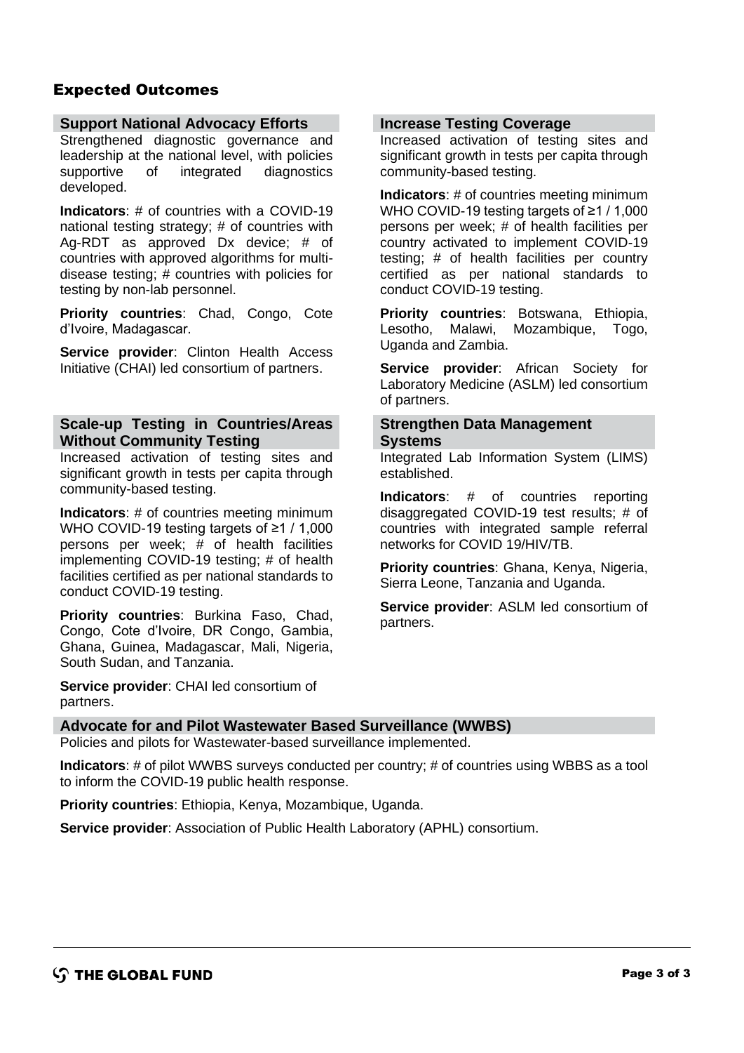## Expected Outcomes

### Support National Advocacy Efforts

Strengthened diagnostic governance and leadership at the national level, with policies supportive of integrated diagnostics developed.

**Indicators**: # of countries with a COVID-19 national testing strategy; # of countries with Ag-RDT as approved Dx device; # of countries with approved algorithms for multi-disease testing; # countries with policies for testing by non-lab personnel.

**Priority countries**: Chad, Congo, Cote d'Ivoire, Madagascar.

**Service provider**: Clinton Health Access Initiative (CHAI) led consortium of partners.

### Scale-up Testing in Countries/Areas Without Community Testing

Increased activation of testing sites and significant growth in tests per capita through community-based testing.

**Indicators**: # of countries meeting minimum WHO COVID-19 testing targets of ≥1 / 1,000 persons per week; # of health facilities implementing COVID-19 testing; # of health facilities certified as per national standards to conduct COVID-19 testing.

**Priority countries**: Burkina Faso, Chad, Congo, Cote d'Ivoire, DR Congo, Gambia, Ghana, Guinea, Madagascar, Mali, Nigeria, South Sudan, and Tanzania.

**Service provider**: CHAI led consortium of partners.

### Increase Testing Coverage

Increased activation of testing sites and significant growth in tests per capita through community-based testing.

**Indicators**: # of countries meeting minimum WHO COVID-19 testing targets of ≥1 / 1,000 persons per week; # of health facilities per country activated to implement COVID-19 testing; # of health facilities per country certified as per national standards to conduct COVID-19 testing.

**Priority countries**: Botswana, Ethiopia, Lesotho, Malawi, Mozambique, Togo, Uganda and Zambia.

**Service provider**: African Society for Laboratory Medicine (ASLM) led consortium of partners.

### Strengthen Data Management Systems

Integrated Lab Information System (LIMS) established.

**Indicators**: # of countries reporting disaggregated COVID-19 test results; # of countries with integrated sample referral networks for COVID 19/HIV/TB.

**Priority countries**: Ghana, Kenya, Nigeria, Sierra Leone, Tanzania and Uganda.

**Service provider**: ASLM led consortium of partners.

### Advocate for and Pilot Wastewater Based Surveillance (WWBS)

Policies and pilots for Wastewater-based surveillance implemented.

**Indicators**: # of pilot WWBS surveys conducted per country; # of countries using WBBS as a tool to inform the COVID-19 public health response.

**Priority countries**: Ethiopia, Kenya, Mozambique, Uganda.

**Service provider**: Association of Public Health Laboratory (APHL) consortium.